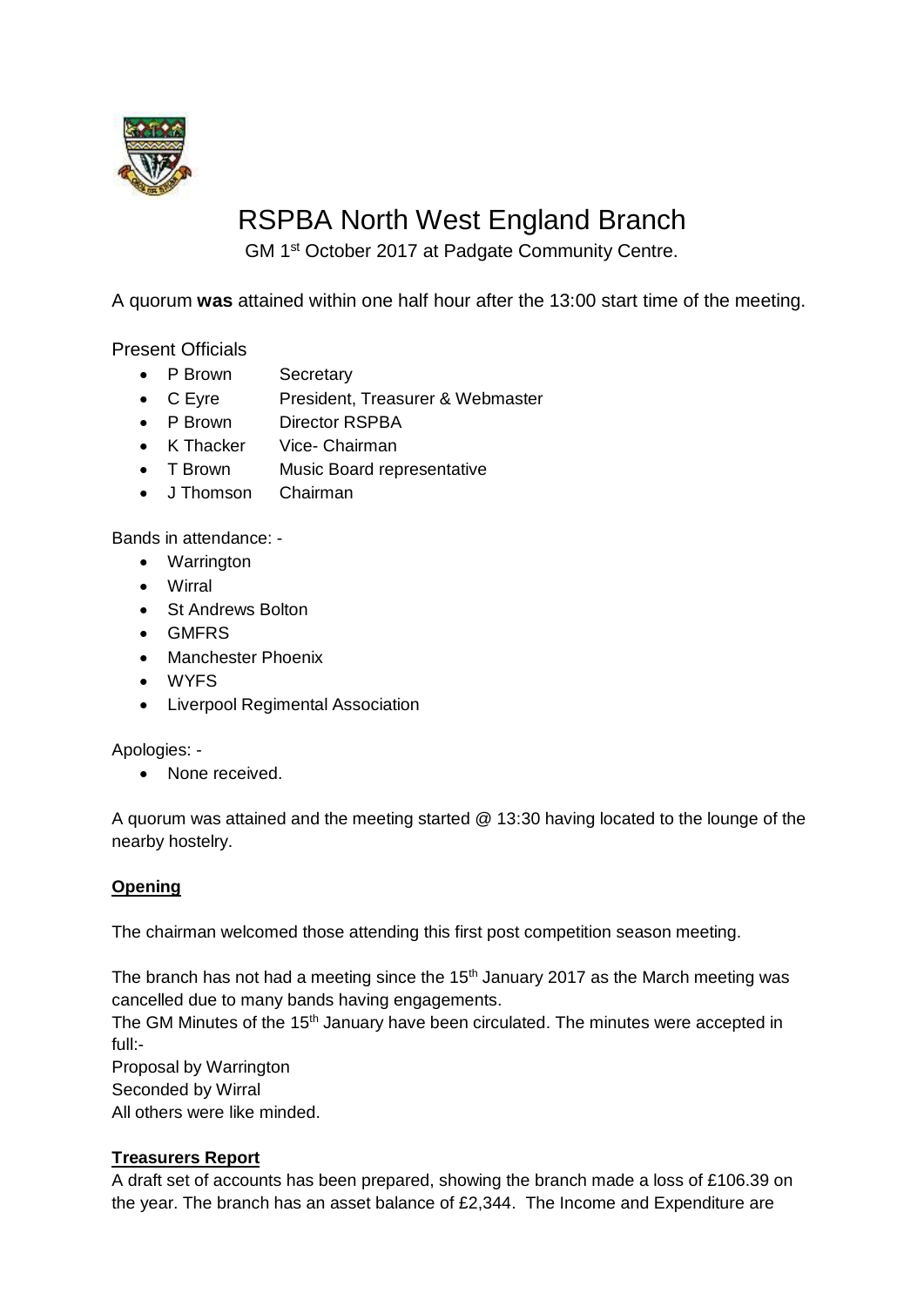# RSPBA North West England Branch

GM 1st October 2017 at Padgate Community Centre.

A quorum **was** attained within one half hour after the 13:00 start time of the meeting.

Present Officials

- P Brown Secretary
- C Eyre President, Treasurer & Webmaster
- P Brown Director RSPBA
- K Thacker Vice- Chairman
- T Brown Music Board representative
- J Thomson Chairman

Bands in attendance: -

- Warrington
- Wirral
- St Andrews Bolton
- GMFRS
- Manchester Phoenix
- WYFS
- Liverpool Regimental Association

Apologies: -

- None received.

A quorum was attained and the meeting started @ 13:30 having located to the lounge of the nearby hostelry.

**Opening**

The chairman welcomed those attending this first post competition season meeting.

The branch has not had a meeting since the 15th January 2017 as the March meeting was cancelled due to many bands having engagements.

The GM Minutes of the 15th January have been circulated. The minutes were accepted in full:-

Proposal by Warrington

Seconded by Wirral

All others were like minded.

**Treasurers Report**

A draft set of accounts has been prepared, showing the branch made a loss of £106.39 on the year. The branch has an asset balance of £2,344. The Income and Expenditure are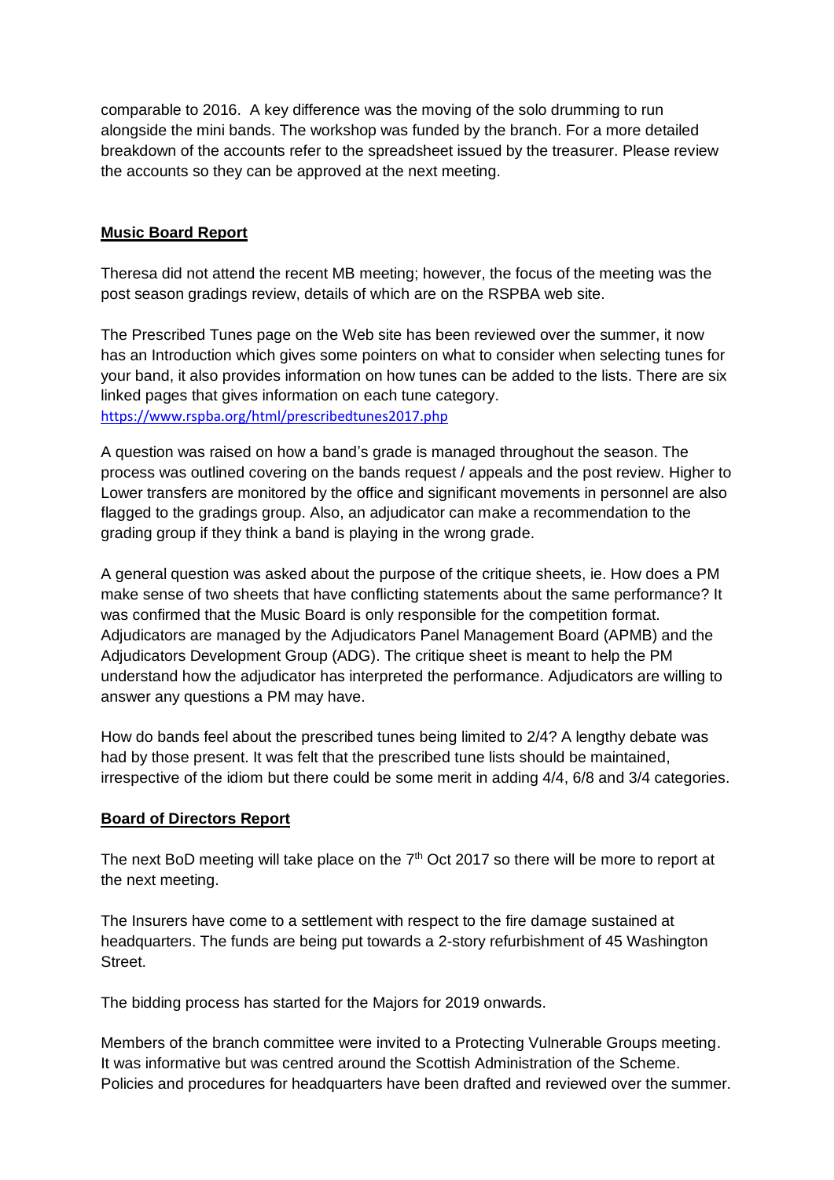comparable to 2016. A key difference was the moving of the solo drumming to run alongside the mini bands. The workshop was funded by the branch. For a more detailed breakdown of the accounts refer to the spreadsheet issued by the treasurer. Please review the accounts so they can be approved at the next meeting.

## Music Board Report

Theresa did not attend the recent MB meeting; however, the focus of the meeting was the post season gradings review, details of which are on the RSPBA web site.

The Prescribed Tunes page on the Web site has been reviewed over the summer, it now has an Introduction which gives some pointers on what to consider when selecting tunes for your band, it also provides information on how tunes can be added to the lists. There are six linked pages that gives information on each tune category.
https://www.rspba.org/html/prescribedtunes2017.php

A question was raised on how a band's grade is managed throughout the season. The process was outlined covering on the bands request / appeals and the post review. Higher to Lower transfers are monitored by the office and significant movements in personnel are also flagged to the gradings group. Also, an adjudicator can make a recommendation to the grading group if they think a band is playing in the wrong grade.

A general question was asked about the purpose of the critique sheets, ie. How does a PM make sense of two sheets that have conflicting statements about the same performance? It was confirmed that the Music Board is only responsible for the competition format. Adjudicators are managed by the Adjudicators Panel Management Board (APMB) and the Adjudicators Development Group (ADG). The critique sheet is meant to help the PM understand how the adjudicator has interpreted the performance. Adjudicators are willing to answer any questions a PM may have.

How do bands feel about the prescribed tunes being limited to 2/4? A lengthy debate was had by those present. It was felt that the prescribed tune lists should be maintained, irrespective of the idiom but there could be some merit in adding 4/4, 6/8 and 3/4 categories.

## Board of Directors Report

The next BoD meeting will take place on the 7th Oct 2017 so there will be more to report at the next meeting.

The Insurers have come to a settlement with respect to the fire damage sustained at headquarters. The funds are being put towards a 2-story refurbishment of 45 Washington Street.

The bidding process has started for the Majors for 2019 onwards.

Members of the branch committee were invited to a Protecting Vulnerable Groups meeting. It was informative but was centred around the Scottish Administration of the Scheme. Policies and procedures for headquarters have been drafted and reviewed over the summer.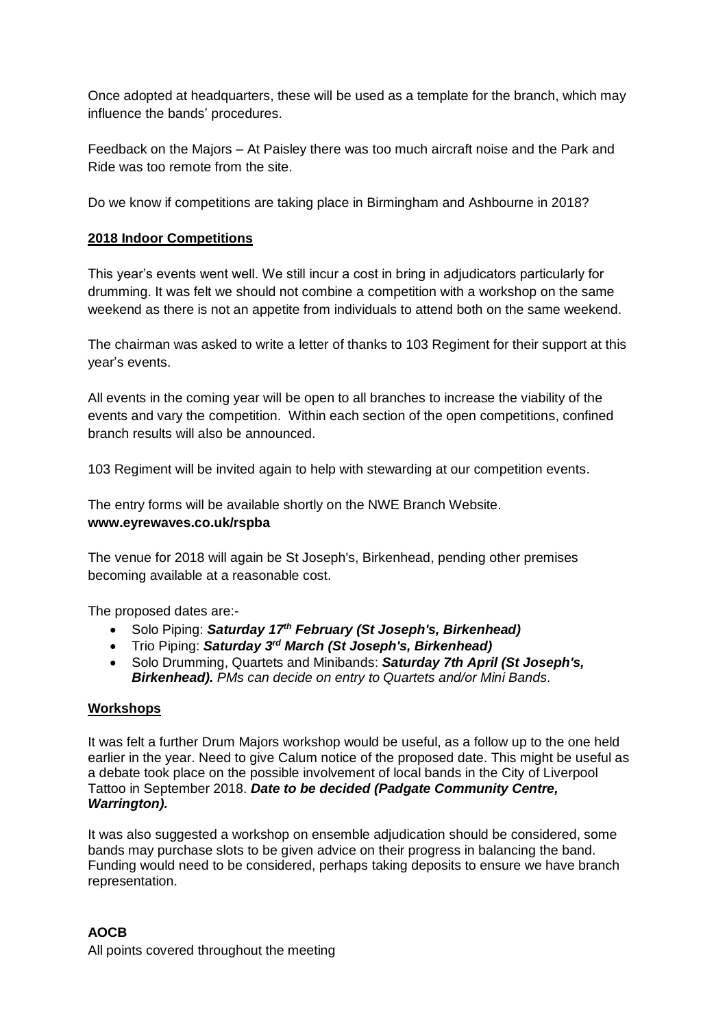Once adopted at headquarters, these will be used as a template for the branch, which may influence the bands' procedures.

Feedback on the Majors – At Paisley there was too much aircraft noise and the Park and Ride was too remote from the site.

Do we know if competitions are taking place in Birmingham and Ashbourne in 2018?

**2018 Indoor Competitions**

This year's events went well. We still incur a cost in bring in adjudicators particularly for drumming. It was felt we should not combine a competition with a workshop on the same weekend as there is not an appetite from individuals to attend both on the same weekend.

The chairman was asked to write a letter of thanks to 103 Regiment for their support at this year's events.

All events in the coming year will be open to all branches to increase the viability of the events and vary the competition. Within each section of the open competitions, confined branch results will also be announced.

103 Regiment will be invited again to help with stewarding at our competition events.

The entry forms will be available shortly on the NWE Branch Website.
**www.eyrewaves.co.uk/rspba**

The venue for 2018 will again be St Joseph's, Birkenhead, pending other premises becoming available at a reasonable cost.

The proposed dates are:-

- Solo Piping: ***Saturday 17th February (St Joseph's, Birkenhead)***
- Trio Piping: ***Saturday 3rd March (St Joseph's, Birkenhead)***
- Solo Drumming, Quartets and Minibands: ***Saturday 7th April (St Joseph's, Birkenhead).*** *PMs can decide on entry to Quartets and/or Mini Bands.*

**Workshops**

It was felt a further Drum Majors workshop would be useful, as a follow up to the one held earlier in the year. Need to give Calum notice of the proposed date. This might be useful as a debate took place on the possible involvement of local bands in the City of Liverpool Tattoo in September 2018. ***Date to be decided (Padgate Community Centre, Warrington).***

It was also suggested a workshop on ensemble adjudication should be considered, some bands may purchase slots to be given advice on their progress in balancing the band. Funding would need to be considered, perhaps taking deposits to ensure we have branch representation.

**AOCB**

All points covered throughout the meeting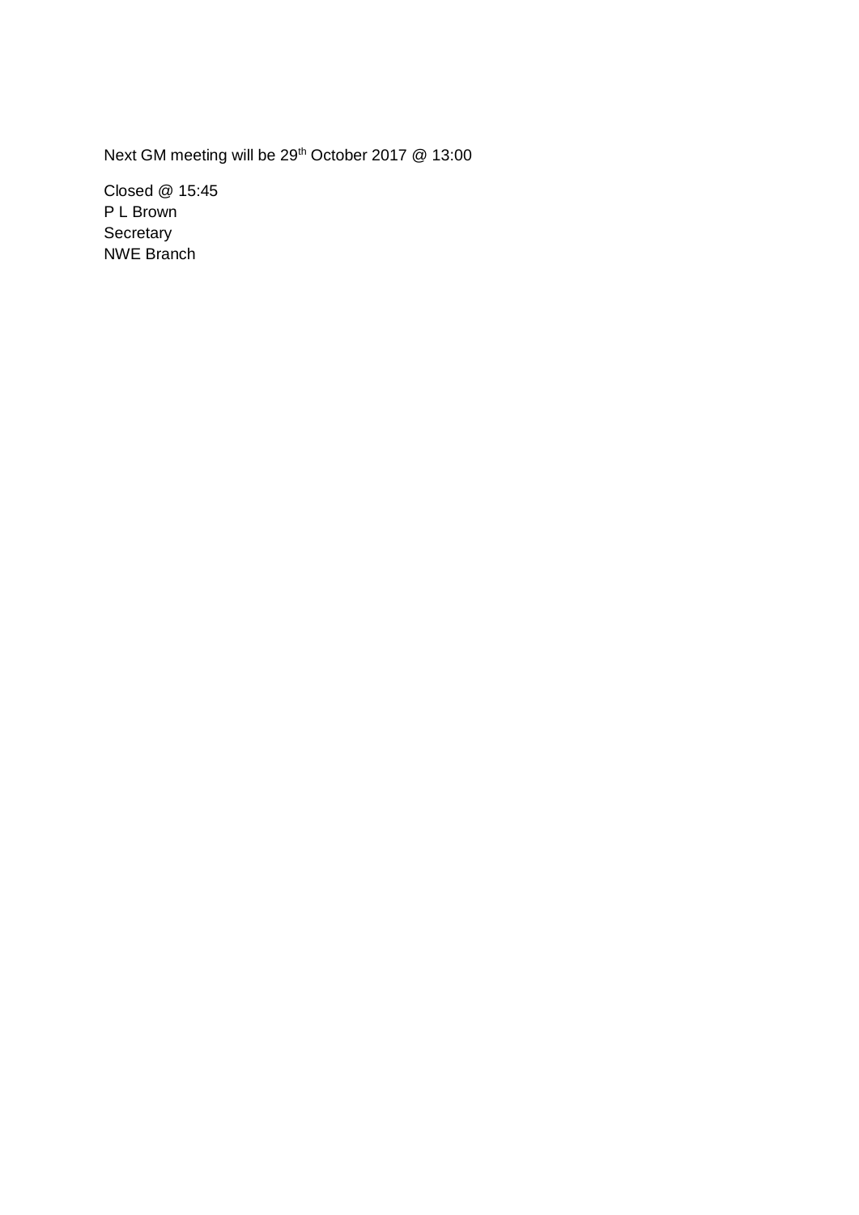Next GM meeting will be 29th October 2017 @ 13:00

Closed @ 15:45
P L Brown
Secretary
NWE Branch